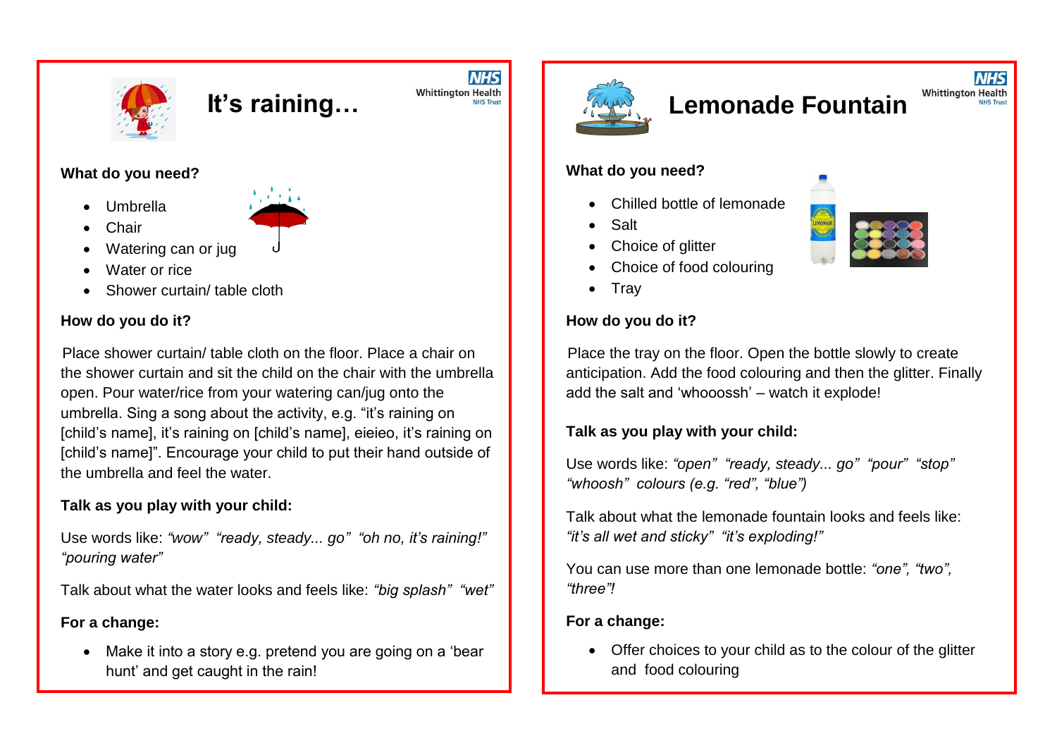# It's raining…

Whittington Health NHS Trust

**What do you need?**

- Umbrella
- Chair
- Watering can or jug
- Water or rice
- Shower curtain/ table cloth

**How do you do it?**

Place shower curtain/ table cloth on the floor. Place a chair on the shower curtain and sit the child on the chair with the umbrella open. Pour water/rice from your watering can/jug onto the umbrella. Sing a song about the activity, e.g. "it's raining on [child's name], it's raining on [child's name], eieieo, it's raining on [child's name]". Encourage your child to put their hand outside of the umbrella and feel the water.

**Talk as you play with your child:**

Use words like: *"wow" "ready, steady... go" "oh no, it's raining!" "pouring water"*

Talk about what the water looks and feels like: *"big splash" "wet"*

**For a change:**

- Make it into a story e.g. pretend you are going on a 'bear hunt' and get caught in the rain!

# Lemonade Fountain

Whittington Health NHS Trust

**What do you need?**

- Chilled bottle of lemonade
- Salt
- Choice of glitter
- Choice of food colouring
- Tray

**How do you do it?**

Place the tray on the floor. Open the bottle slowly to create anticipation. Add the food colouring and then the glitter. Finally add the salt and 'whooossh' – watch it explode!

**Talk as you play with your child:**

Use words like: *"open" "ready, steady... go" "pour" "stop" "whoosh" colours (e.g. "red", "blue")*

Talk about what the lemonade fountain looks and feels like: *"it's all wet and sticky" "it's exploding!"*

You can use more than one lemonade bottle: *"one", "two", "three"!*

**For a change:**

- Offer choices to your child as to the colour of the glitter and food colouring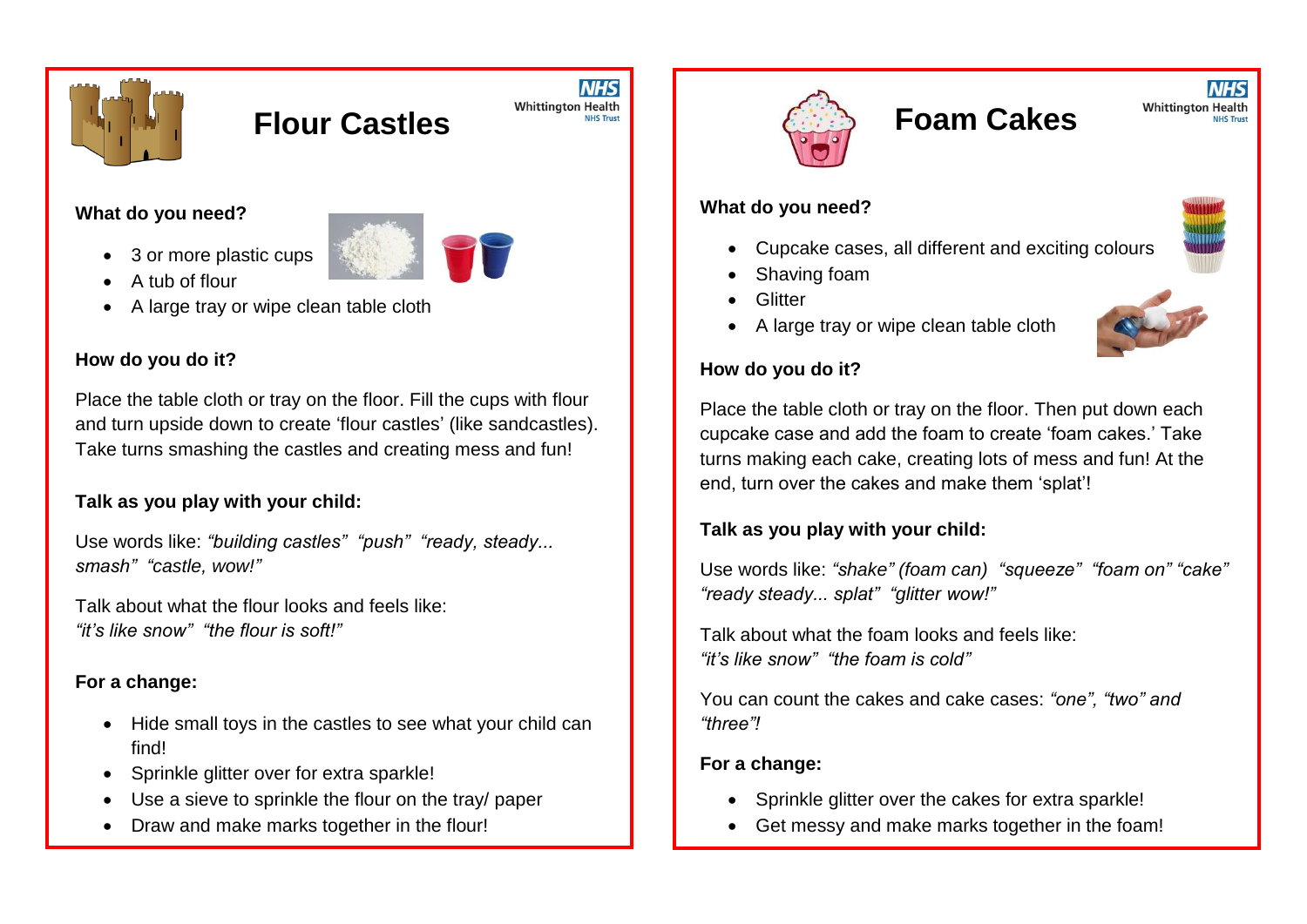# Flour Castles

**NHS** Whittington Health NHS Trust

### What do you need?

- 3 or more plastic cups
- A tub of flour
- A large tray or wipe clean table cloth

### How do you do it?

Place the table cloth or tray on the floor. Fill the cups with flour and turn upside down to create 'flour castles' (like sandcastles). Take turns smashing the castles and creating mess and fun!

### Talk as you play with your child:

Use words like: *"building castles" "push" "ready, steady... smash" "castle, wow!"*

Talk about what the flour looks and feels like:
*"it's like snow" "the flour is soft!"*

### For a change:

- Hide small toys in the castles to see what your child can find!
- Sprinkle glitter over for extra sparkle!
- Use a sieve to sprinkle the flour on the tray/ paper
- Draw and make marks together in the flour!

# Foam Cakes

**NHS** Whittington Health NHS Trust

### What do you need?

- Cupcake cases, all different and exciting colours
- Shaving foam
- Glitter
- A large tray or wipe clean table cloth

### How do you do it?

Place the table cloth or tray on the floor. Then put down each cupcake case and add the foam to create 'foam cakes.' Take turns making each cake, creating lots of mess and fun! At the end, turn over the cakes and make them 'splat'!

### Talk as you play with your child:

Use words like: *"shake" (foam can) "squeeze" "foam on" "cake" "ready steady... splat" "glitter wow!"*

Talk about what the foam looks and feels like:
*"it's like snow" "the foam is cold"*

You can count the cakes and cake cases: *"one", "two" and "three"!*

### For a change:

- Sprinkle glitter over the cakes for extra sparkle!
- Get messy and make marks together in the foam!